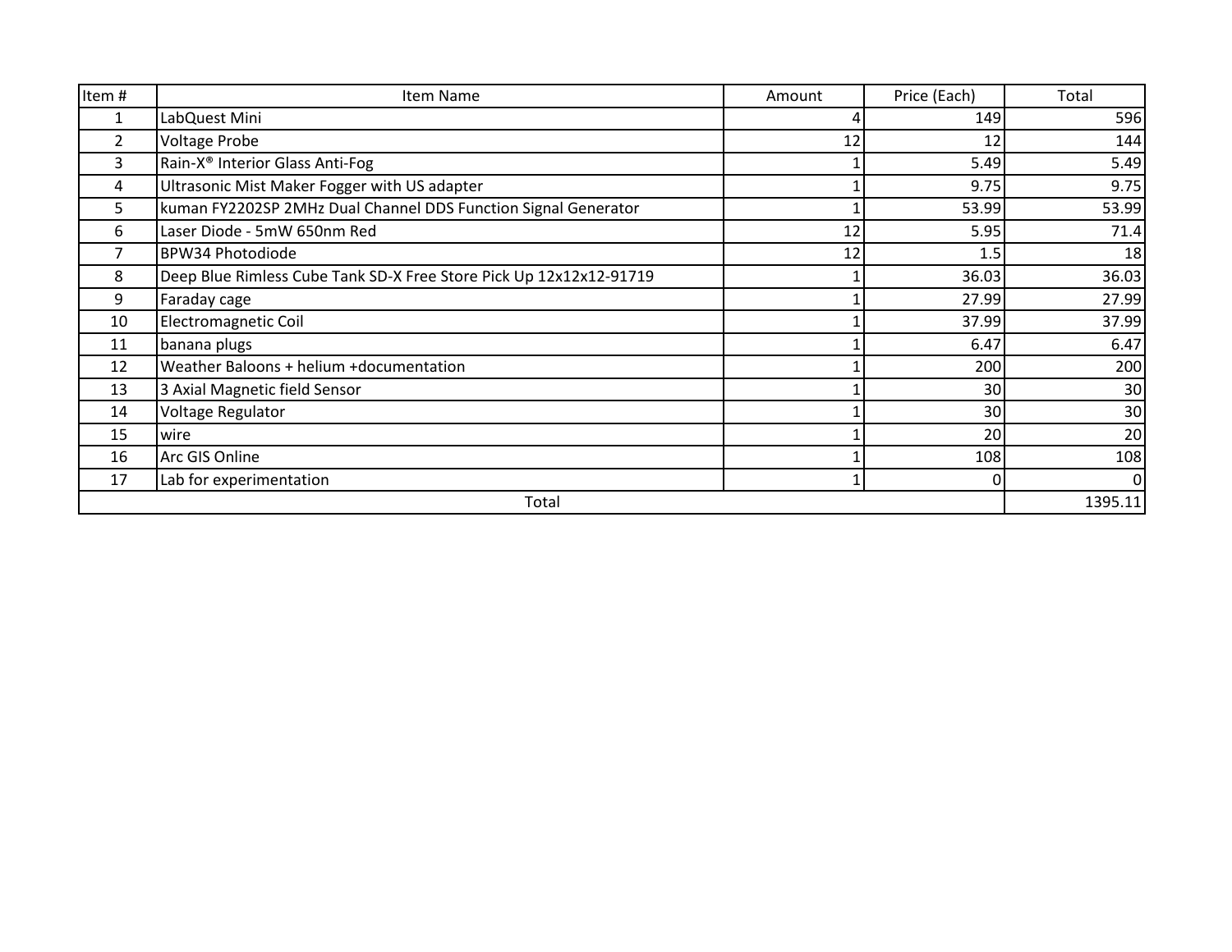| Item # | Item Name | Amount | Price (Each) | Total |
|---|---|---|---|---|
| 1 | LabQuest Mini | 4 | 149 | 596 |
| 2 | Voltage Probe | 12 | 12 | 144 |
| 3 | Rain-X® Interior Glass Anti-Fog | 1 | 5.49 | 5.49 |
| 4 | Ultrasonic Mist Maker Fogger with US adapter | 1 | 9.75 | 9.75 |
| 5 | kuman FY2202SP 2MHz Dual Channel DDS Function Signal Generator | 1 | 53.99 | 53.99 |
| 6 | Laser Diode - 5mW 650nm Red | 12 | 5.95 | 71.4 |
| 7 | BPW34 Photodiode | 12 | 1.5 | 18 |
| 8 | Deep Blue Rimless Cube Tank SD-X Free Store Pick Up 12x12x12-91719 | 1 | 36.03 | 36.03 |
| 9 | Faraday cage | 1 | 27.99 | 27.99 |
| 10 | Electromagnetic Coil | 1 | 37.99 | 37.99 |
| 11 | banana plugs | 1 | 6.47 | 6.47 |
| 12 | Weather Baloons + helium +documentation | 1 | 200 | 200 |
| 13 | 3 Axial Magnetic field Sensor | 1 | 30 | 30 |
| 14 | Voltage Regulator | 1 | 30 | 30 |
| 15 | wire | 1 | 20 | 20 |
| 16 | Arc GIS Online | 1 | 108 | 108 |
| 17 | Lab for experimentation | 1 | 0 | 0 |
| Total | | | | 1395.11 |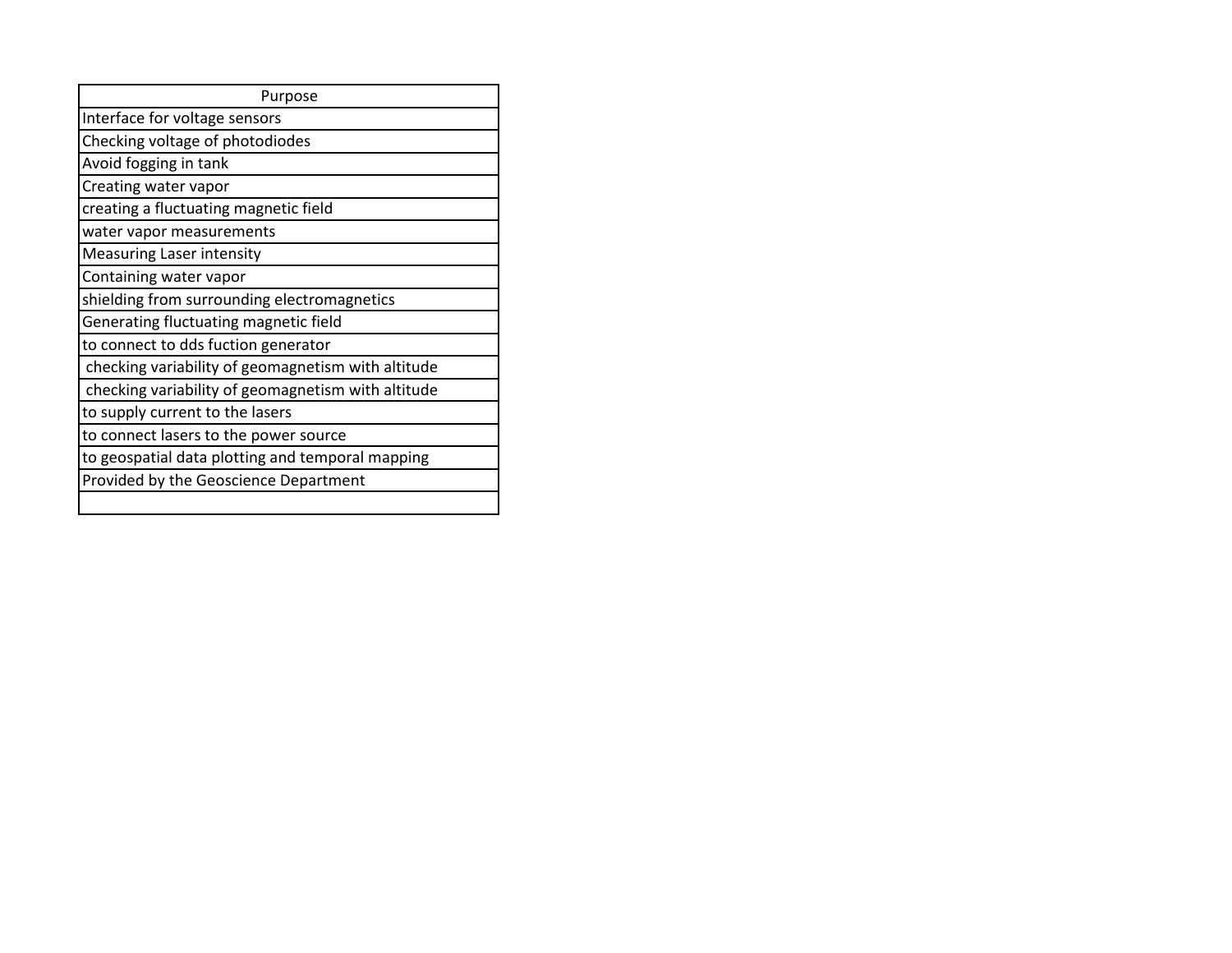| Purpose |
| --- |
| Interface for voltage sensors |
| Checking voltage of photodiodes |
| Avoid fogging in tank |
| Creating water vapor |
| creating a fluctuating magnetic field |
| water vapor measurements |
| Measuring Laser intensity |
| Containing water vapor |
| shielding from surrounding electromagnetics |
| Generating fluctuating magnetic field |
| to connect to dds fuction generator |
| checking variability of geomagnetism with altitude |
| checking variability of geomagnetism with altitude |
| to supply current to the lasers |
| to connect lasers to the power source |
| to geospatial data plotting and temporal mapping |
| Provided by the Geoscience Department |
| |